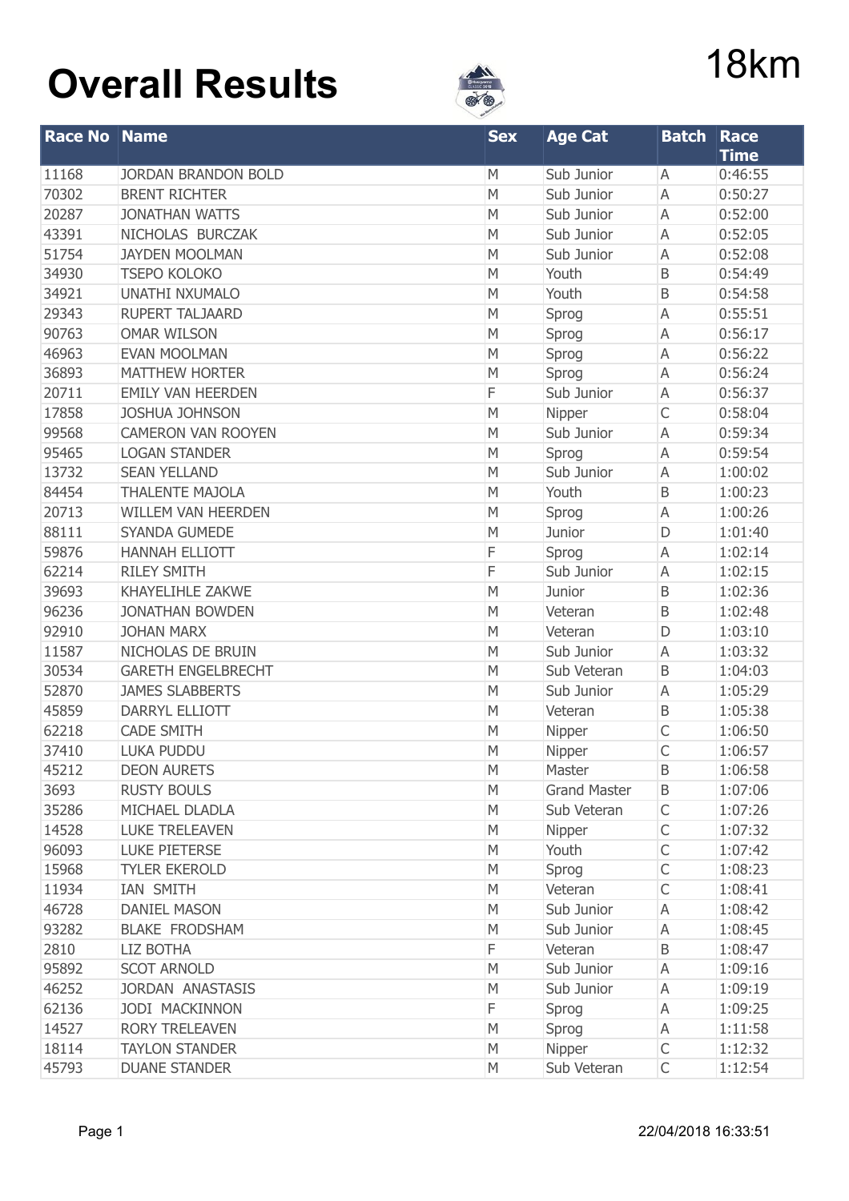# Overall Results

18km

| Race No | Name | Sex | Age Cat | Batch | Race Time |
|---|---|---|---|---|---|
| 11168 | JORDAN BRANDON BOLD | M | Sub Junior | A | 0:46:55 |
| 70302 | BRENT RICHTER | M | Sub Junior | A | 0:50:27 |
| 20287 | JONATHAN WATTS | M | Sub Junior | A | 0:52:00 |
| 43391 | NICHOLAS BURCZAK | M | Sub Junior | A | 0:52:05 |
| 51754 | JAYDEN MOOLMAN | M | Sub Junior | A | 0:52:08 |
| 34930 | TSEPO KOLOKO | M | Youth | B | 0:54:49 |
| 34921 | UNATHI NXUMALO | M | Youth | B | 0:54:58 |
| 29343 | RUPERT TALJAARD | M | Sprog | A | 0:55:51 |
| 90763 | OMAR WILSON | M | Sprog | A | 0:56:17 |
| 46963 | EVAN MOOLMAN | M | Sprog | A | 0:56:22 |
| 36893 | MATTHEW HORTER | M | Sprog | A | 0:56:24 |
| 20711 | EMILY VAN HEERDEN | F | Sub Junior | A | 0:56:37 |
| 17858 | JOSHUA JOHNSON | M | Nipper | C | 0:58:04 |
| 99568 | CAMERON VAN ROOYEN | M | Sub Junior | A | 0:59:34 |
| 95465 | LOGAN STANDER | M | Sprog | A | 0:59:54 |
| 13732 | SEAN YELLAND | M | Sub Junior | A | 1:00:02 |
| 84454 | THALENTE MAJOLA | M | Youth | B | 1:00:23 |
| 20713 | WILLEM VAN HEERDEN | M | Sprog | A | 1:00:26 |
| 88111 | SYANDA GUMEDE | M | Junior | D | 1:01:40 |
| 59876 | HANNAH ELLIOTT | F | Sprog | A | 1:02:14 |
| 62214 | RILEY SMITH | F | Sub Junior | A | 1:02:15 |
| 39693 | KHAYELIHLE ZAKWE | M | Junior | B | 1:02:36 |
| 96236 | JONATHAN BOWDEN | M | Veteran | B | 1:02:48 |
| 92910 | JOHAN MARX | M | Veteran | D | 1:03:10 |
| 11587 | NICHOLAS DE BRUIN | M | Sub Junior | A | 1:03:32 |
| 30534 | GARETH ENGELBRECHT | M | Sub Veteran | B | 1:04:03 |
| 52870 | JAMES SLABBERTS | M | Sub Junior | A | 1:05:29 |
| 45859 | DARRYL ELLIOTT | M | Veteran | B | 1:05:38 |
| 62218 | CADE SMITH | M | Nipper | C | 1:06:50 |
| 37410 | LUKA PUDDU | M | Nipper | C | 1:06:57 |
| 45212 | DEON AURETS | M | Master | B | 1:06:58 |
| 3693 | RUSTY BOULS | M | Grand Master | B | 1:07:06 |
| 35286 | MICHAEL DLADLA | M | Sub Veteran | C | 1:07:26 |
| 14528 | LUKE TRELEAVEN | M | Nipper | C | 1:07:32 |
| 96093 | LUKE PIETERSE | M | Youth | C | 1:07:42 |
| 15968 | TYLER EKEROLD | M | Sprog | C | 1:08:23 |
| 11934 | IAN SMITH | M | Veteran | C | 1:08:41 |
| 46728 | DANIEL MASON | M | Sub Junior | A | 1:08:42 |
| 93282 | BLAKE FRODSHAM | M | Sub Junior | A | 1:08:45 |
| 2810 | LIZ BOTHA | F | Veteran | B | 1:08:47 |
| 95892 | SCOT ARNOLD | M | Sub Junior | A | 1:09:16 |
| 46252 | JORDAN ANASTASIS | M | Sub Junior | A | 1:09:19 |
| 62136 | JODI MACKINNON | F | Sprog | A | 1:09:25 |
| 14527 | RORY TRELEAVEN | M | Sprog | A | 1:11:58 |
| 18114 | TAYLON STANDER | M | Nipper | C | 1:12:32 |
| 45793 | DUANE STANDER | M | Sub Veteran | C | 1:12:54 |

22/04/2018 16:33:51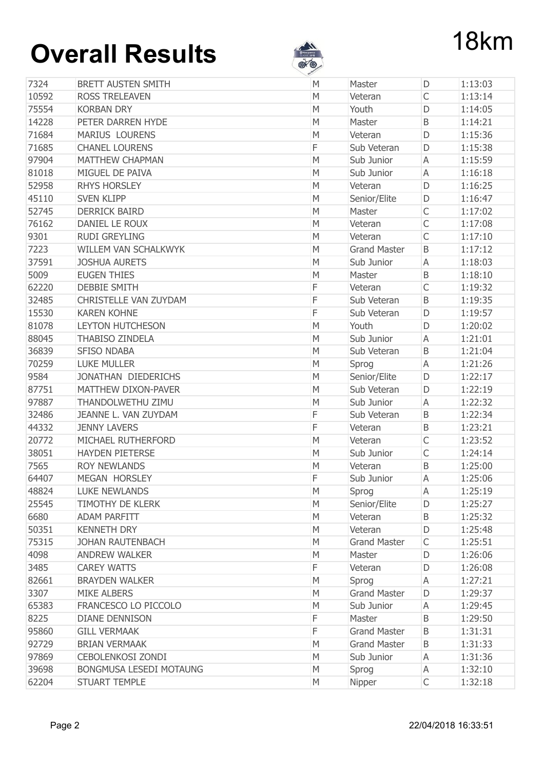# Overall Results

18km

| | | | | | |
|---|---|---|---|---|---|
| 7324 | BRETT AUSTEN SMITH | M | Master | D | 1:13:03 |
| 10592 | ROSS TRELEAVEN | M | Veteran | C | 1:13:14 |
| 75554 | KORBAN DRY | M | Youth | D | 1:14:05 |
| 14228 | PETER DARREN HYDE | M | Master | B | 1:14:21 |
| 71684 | MARIUS LOURENS | M | Veteran | D | 1:15:36 |
| 71685 | CHANEL LOURENS | F | Sub Veteran | D | 1:15:38 |
| 97904 | MATTHEW CHAPMAN | M | Sub Junior | A | 1:15:59 |
| 81018 | MIGUEL DE PAIVA | M | Sub Junior | A | 1:16:18 |
| 52958 | RHYS HORSLEY | M | Veteran | D | 1:16:25 |
| 45110 | SVEN KLIPP | M | Senior/Elite | D | 1:16:47 |
| 52745 | DERRICK BAIRD | M | Master | C | 1:17:02 |
| 76162 | DANIEL LE ROUX | M | Veteran | C | 1:17:08 |
| 9301 | RUDI GREYLING | M | Veteran | C | 1:17:10 |
| 7223 | WILLEM VAN SCHALKWYK | M | Grand Master | B | 1:17:12 |
| 37591 | JOSHUA AURETS | M | Sub Junior | A | 1:18:03 |
| 5009 | EUGEN THIES | M | Master | B | 1:18:10 |
| 62220 | DEBBIE SMITH | F | Veteran | C | 1:19:32 |
| 32485 | CHRISTELLE VAN ZUYDAM | F | Sub Veteran | B | 1:19:35 |
| 15530 | KAREN KOHNE | F | Sub Veteran | D | 1:19:57 |
| 81078 | LEYTON HUTCHESON | M | Youth | D | 1:20:02 |
| 88045 | THABISO ZINDELA | M | Sub Junior | A | 1:21:01 |
| 36839 | SFISO NDABA | M | Sub Veteran | B | 1:21:04 |
| 70259 | LUKE MULLER | M | Sprog | A | 1:21:26 |
| 9584 | JONATHAN DIEDERICHS | M | Senior/Elite | D | 1:22:17 |
| 87751 | MATTHEW DIXON-PAVER | M | Sub Veteran | D | 1:22:19 |
| 97887 | THANDOLWETHU ZIMU | M | Sub Junior | A | 1:22:32 |
| 32486 | JEANNE L. VAN ZUYDAM | F | Sub Veteran | B | 1:22:34 |
| 44332 | JENNY LAVERS | F | Veteran | B | 1:23:21 |
| 20772 | MICHAEL RUTHERFORD | M | Veteran | C | 1:23:52 |
| 38051 | HAYDEN PIETERSE | M | Sub Junior | C | 1:24:14 |
| 7565 | ROY NEWLANDS | M | Veteran | B | 1:25:00 |
| 64407 | MEGAN HORSLEY | F | Sub Junior | A | 1:25:06 |
| 48824 | LUKE NEWLANDS | M | Sprog | A | 1:25:19 |
| 25545 | TIMOTHY DE KLERK | M | Senior/Elite | D | 1:25:27 |
| 6680 | ADAM PARFITT | M | Veteran | B | 1:25:32 |
| 50351 | KENNETH DRY | M | Veteran | D | 1:25:48 |
| 75315 | JOHAN RAUTENBACH | M | Grand Master | C | 1:25:51 |
| 4098 | ANDREW WALKER | M | Master | D | 1:26:06 |
| 3485 | CAREY WATTS | F | Veteran | D | 1:26:08 |
| 82661 | BRAYDEN WALKER | M | Sprog | A | 1:27:21 |
| 3307 | MIKE ALBERS | M | Grand Master | D | 1:29:37 |
| 65383 | FRANCESCO LO PICCOLO | M | Sub Junior | A | 1:29:45 |
| 8225 | DIANE DENNISON | F | Master | B | 1:29:50 |
| 95860 | GILL VERMAAK | F | Grand Master | B | 1:31:31 |
| 92729 | BRIAN VERMAAK | M | Grand Master | B | 1:31:33 |
| 97869 | CEBOLENKOSI ZONDI | M | Sub Junior | A | 1:31:36 |
| 39698 | BONGMUSA LESEDI MOTAUNG | M | Sprog | A | 1:32:10 |
| 62204 | STUART TEMPLE | M | Nipper | C | 1:32:18 |

22/04/2018 16:33:51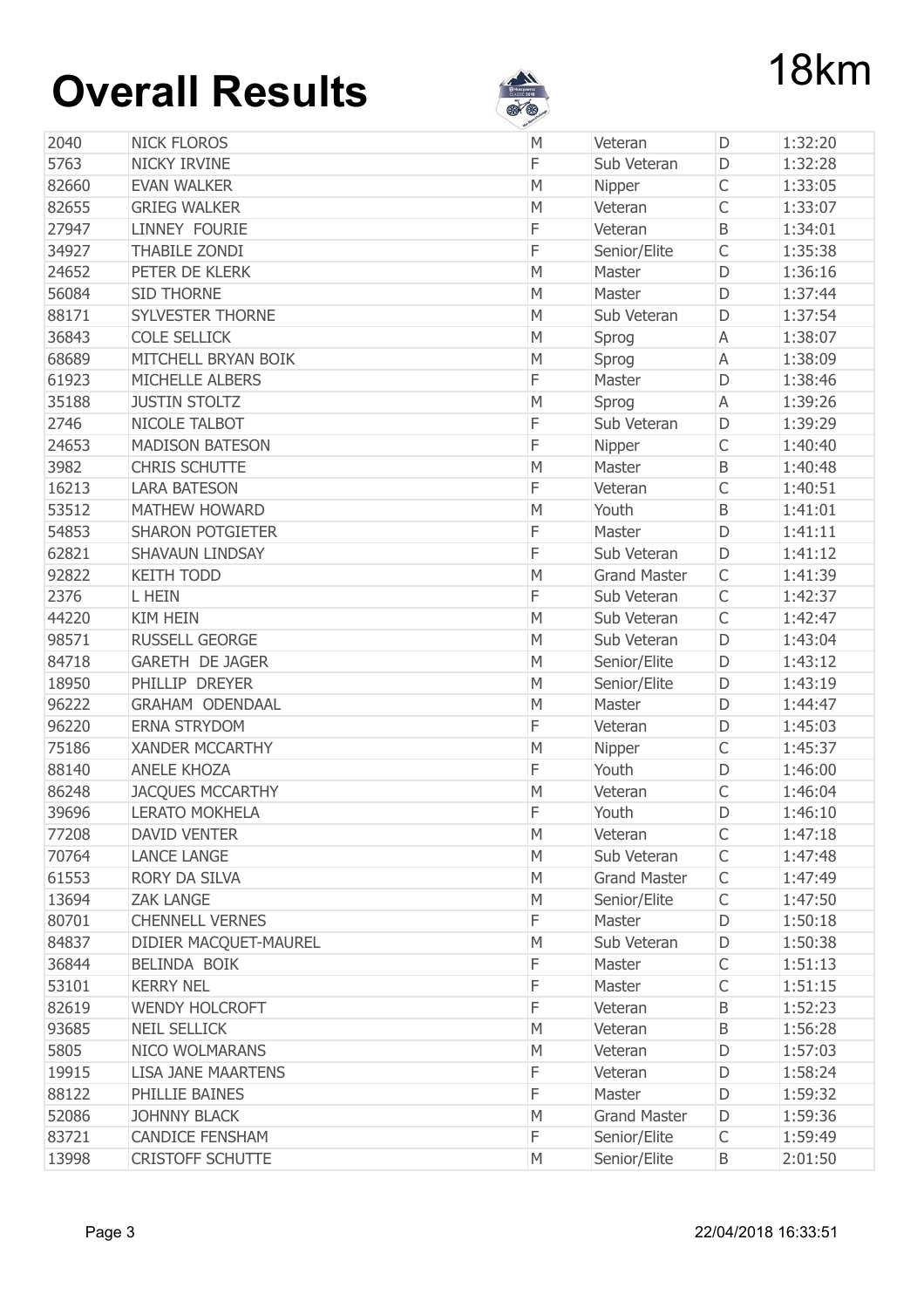# Overall Results

18km

| | | | | | |
|---|---|---|---|---|---|
| 2040 | NICK FLOROS | M | Veteran | D | 1:32:20 |
| 5763 | NICKY IRVINE | F | Sub Veteran | D | 1:32:28 |
| 82660 | EVAN WALKER | M | Nipper | C | 1:33:05 |
| 82655 | GRIEG WALKER | M | Veteran | C | 1:33:07 |
| 27947 | LINNEY FOURIE | F | Veteran | B | 1:34:01 |
| 34927 | THABILE ZONDI | F | Senior/Elite | C | 1:35:38 |
| 24652 | PETER DE KLERK | M | Master | D | 1:36:16 |
| 56084 | SID THORNE | M | Master | D | 1:37:44 |
| 88171 | SYLVESTER THORNE | M | Sub Veteran | D | 1:37:54 |
| 36843 | COLE SELLICK | M | Sprog | A | 1:38:07 |
| 68689 | MITCHELL BRYAN BOIK | M | Sprog | A | 1:38:09 |
| 61923 | MICHELLE ALBERS | F | Master | D | 1:38:46 |
| 35188 | JUSTIN STOLTZ | M | Sprog | A | 1:39:26 |
| 2746 | NICOLE TALBOT | F | Sub Veteran | D | 1:39:29 |
| 24653 | MADISON BATESON | F | Nipper | C | 1:40:40 |
| 3982 | CHRIS SCHUTTE | M | Master | B | 1:40:48 |
| 16213 | LARA BATESON | F | Veteran | C | 1:40:51 |
| 53512 | MATHEW HOWARD | M | Youth | B | 1:41:01 |
| 54853 | SHARON POTGIETER | F | Master | D | 1:41:11 |
| 62821 | SHAVAUN LINDSAY | F | Sub Veteran | D | 1:41:12 |
| 92822 | KEITH TODD | M | Grand Master | C | 1:41:39 |
| 2376 | L HEIN | F | Sub Veteran | C | 1:42:37 |
| 44220 | KIM HEIN | M | Sub Veteran | C | 1:42:47 |
| 98571 | RUSSELL GEORGE | M | Sub Veteran | D | 1:43:04 |
| 84718 | GARETH DE JAGER | M | Senior/Elite | D | 1:43:12 |
| 18950 | PHILLIP DREYER | M | Senior/Elite | D | 1:43:19 |
| 96222 | GRAHAM ODENDAAL | M | Master | D | 1:44:47 |
| 96220 | ERNA STRYDOM | F | Veteran | D | 1:45:03 |
| 75186 | XANDER MCCARTHY | M | Nipper | C | 1:45:37 |
| 88140 | ANELE KHOZA | F | Youth | D | 1:46:00 |
| 86248 | JACQUES MCCARTHY | M | Veteran | C | 1:46:04 |
| 39696 | LERATO MOKHELA | F | Youth | D | 1:46:10 |
| 77208 | DAVID VENTER | M | Veteran | C | 1:47:18 |
| 70764 | LANCE LANGE | M | Sub Veteran | C | 1:47:48 |
| 61553 | RORY DA SILVA | M | Grand Master | C | 1:47:49 |
| 13694 | ZAK LANGE | M | Senior/Elite | C | 1:47:50 |
| 80701 | CHENNELL VERNES | F | Master | D | 1:50:18 |
| 84837 | DIDIER MACQUET-MAUREL | M | Sub Veteran | D | 1:50:38 |
| 36844 | BELINDA BOIK | F | Master | C | 1:51:13 |
| 53101 | KERRY NEL | F | Master | C | 1:51:15 |
| 82619 | WENDY HOLCROFT | F | Veteran | B | 1:52:23 |
| 93685 | NEIL SELLICK | M | Veteran | B | 1:56:28 |
| 5805 | NICO WOLMARANS | M | Veteran | D | 1:57:03 |
| 19915 | LISA JANE MAARTENS | F | Veteran | D | 1:58:24 |
| 88122 | PHILLIE BAINES | F | Master | D | 1:59:32 |
| 52086 | JOHNNY BLACK | M | Grand Master | D | 1:59:36 |
| 83721 | CANDICE FENSHAM | F | Senior/Elite | C | 1:59:49 |
| 13998 | CRISTOFF SCHUTTE | M | Senior/Elite | B | 2:01:50 |

22/04/2018 16:33:51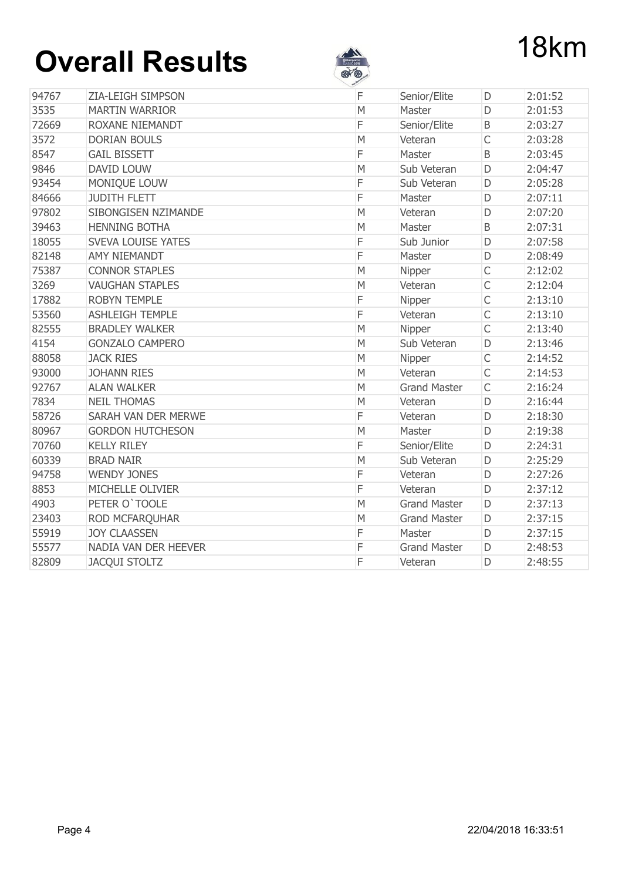# Overall Results

18km

| | | | | | |
|---|---|---|---|---|---|
| 94767 | ZIA-LEIGH SIMPSON | F | Senior/Elite | D | 2:01:52 |
| 3535 | MARTIN WARRIOR | M | Master | D | 2:01:53 |
| 72669 | ROXANE NIEMANDT | F | Senior/Elite | B | 2:03:27 |
| 3572 | DORIAN BOULS | M | Veteran | C | 2:03:28 |
| 8547 | GAIL BISSETT | F | Master | B | 2:03:45 |
| 9846 | DAVID LOUW | M | Sub Veteran | D | 2:04:47 |
| 93454 | MONIQUE LOUW | F | Sub Veteran | D | 2:05:28 |
| 84666 | JUDITH FLETT | F | Master | D | 2:07:11 |
| 97802 | SIBONGISEN NZIMANDE | M | Veteran | D | 2:07:20 |
| 39463 | HENNING BOTHA | M | Master | B | 2:07:31 |
| 18055 | SVEVA LOUISE YATES | F | Sub Junior | D | 2:07:58 |
| 82148 | AMY NIEMANDT | F | Master | D | 2:08:49 |
| 75387 | CONNOR STAPLES | M | Nipper | C | 2:12:02 |
| 3269 | VAUGHAN STAPLES | M | Veteran | C | 2:12:04 |
| 17882 | ROBYN TEMPLE | F | Nipper | C | 2:13:10 |
| 53560 | ASHLEIGH TEMPLE | F | Veteran | C | 2:13:10 |
| 82555 | BRADLEY WALKER | M | Nipper | C | 2:13:40 |
| 4154 | GONZALO CAMPERO | M | Sub Veteran | D | 2:13:46 |
| 88058 | JACK RIES | M | Nipper | C | 2:14:52 |
| 93000 | JOHANN RIES | M | Veteran | C | 2:14:53 |
| 92767 | ALAN WALKER | M | Grand Master | C | 2:16:24 |
| 7834 | NEIL THOMAS | M | Veteran | D | 2:16:44 |
| 58726 | SARAH VAN DER MERWE | F | Veteran | D | 2:18:30 |
| 80967 | GORDON HUTCHESON | M | Master | D | 2:19:38 |
| 70760 | KELLY RILEY | F | Senior/Elite | D | 2:24:31 |
| 60339 | BRAD NAIR | M | Sub Veteran | D | 2:25:29 |
| 94758 | WENDY JONES | F | Veteran | D | 2:27:26 |
| 8853 | MICHELLE OLIVIER | F | Veteran | D | 2:37:12 |
| 4903 | PETER O`TOOLE | M | Grand Master | D | 2:37:13 |
| 23403 | ROD MCFARQUHAR | M | Grand Master | D | 2:37:15 |
| 55919 | JOY CLAASSEN | F | Master | D | 2:37:15 |
| 55577 | NADIA VAN DER HEEVER | F | Grand Master | D | 2:48:53 |
| 82809 | JACQUI STOLTZ | F | Veteran | D | 2:48:55 |

22/04/2018 16:33:51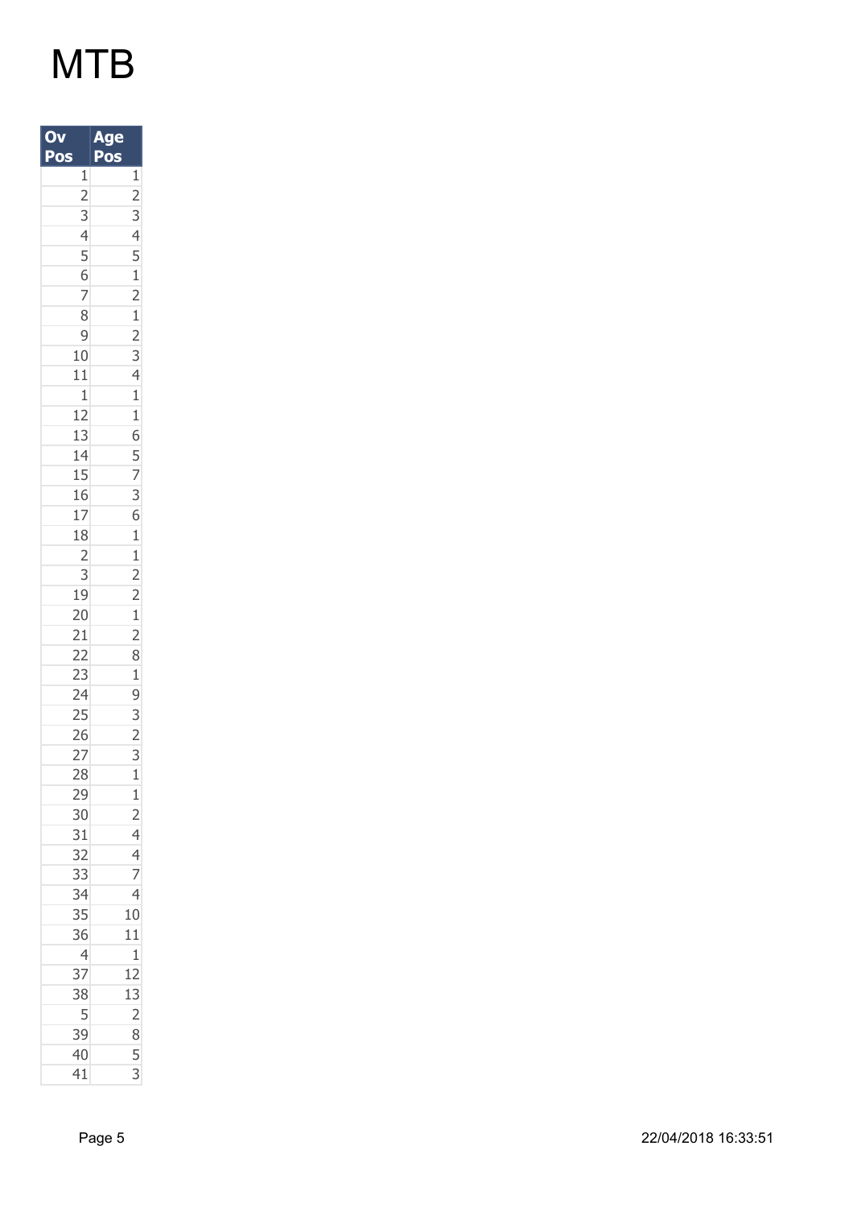# MTB

| Ov Pos | Age Pos |
|---|---|
| 1 | 1 |
| 2 | 2 |
| 3 | 3 |
| 4 | 4 |
| 5 | 5 |
| 6 | 1 |
| 7 | 2 |
| 8 | 1 |
| 9 | 2 |
| 10 | 3 |
| 11 | 4 |
| 1 | 1 |
| 12 | 1 |
| 13 | 6 |
| 14 | 5 |
| 15 | 7 |
| 16 | 3 |
| 17 | 6 |
| 18 | 1 |
| 2 | 1 |
| 3 | 2 |
| 19 | 2 |
| 20 | 1 |
| 21 | 2 |
| 22 | 8 |
| 23 | 1 |
| 24 | 9 |
| 25 | 3 |
| 26 | 2 |
| 27 | 3 |
| 28 | 1 |
| 29 | 1 |
| 30 | 2 |
| 31 | 4 |
| 32 | 4 |
| 33 | 7 |
| 34 | 4 |
| 35 | 10 |
| 36 | 11 |
| 4 | 1 |
| 37 | 12 |
| 38 | 13 |
| 5 | 2 |
| 39 | 8 |
| 40 | 5 |
| 41 | 3 |

22/04/2018 16:33:51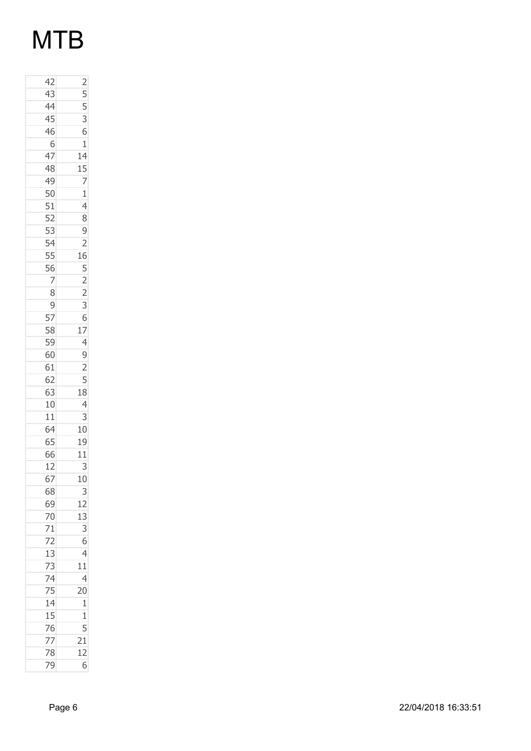# MTB

| | |
|---|---|
| 42 | 2 |
| 43 | 5 |
| 44 | 5 |
| 45 | 3 |
| 46 | 6 |
| 6 | 1 |
| 47 | 14 |
| 48 | 15 |
| 49 | 7 |
| 50 | 1 |
| 51 | 4 |
| 52 | 8 |
| 53 | 9 |
| 54 | 2 |
| 55 | 16 |
| 56 | 5 |
| 7 | 2 |
| 8 | 2 |
| 9 | 3 |
| 57 | 6 |
| 58 | 17 |
| 59 | 4 |
| 60 | 9 |
| 61 | 2 |
| 62 | 5 |
| 63 | 18 |
| 10 | 4 |
| 11 | 3 |
| 64 | 10 |
| 65 | 19 |
| 66 | 11 |
| 12 | 3 |
| 67 | 10 |
| 68 | 3 |
| 69 | 12 |
| 70 | 13 |
| 71 | 3 |
| 72 | 6 |
| 13 | 4 |
| 73 | 11 |
| 74 | 4 |
| 75 | 20 |
| 14 | 1 |
| 15 | 1 |
| 76 | 5 |
| 77 | 21 |
| 78 | 12 |
| 79 | 6 |

22/04/2018 16:33:51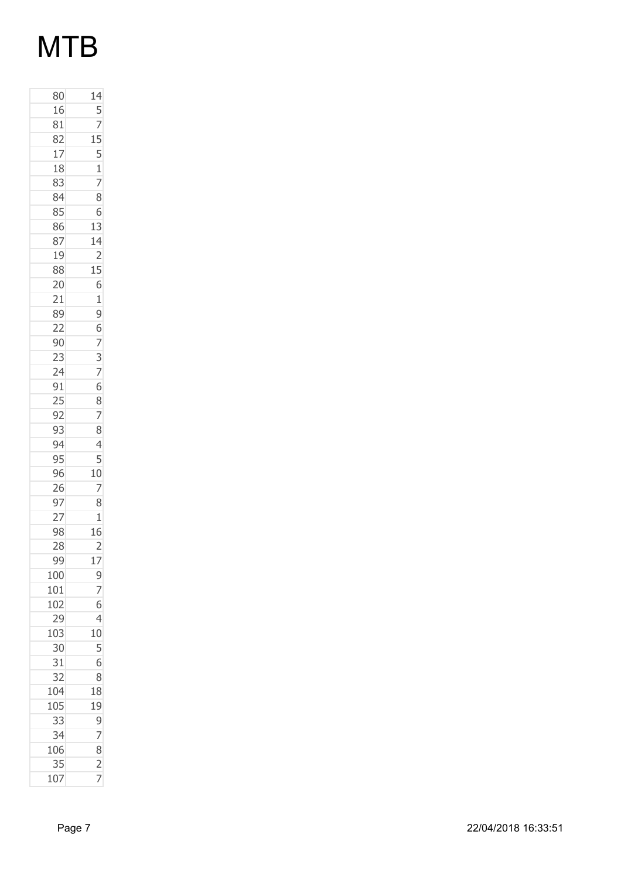# MTB

| | |
|---|---|
| 80 | 14 |
| 16 | 5 |
| 81 | 7 |
| 82 | 15 |
| 17 | 5 |
| 18 | 1 |
| 83 | 7 |
| 84 | 8 |
| 85 | 6 |
| 86 | 13 |
| 87 | 14 |
| 19 | 2 |
| 88 | 15 |
| 20 | 6 |
| 21 | 1 |
| 89 | 9 |
| 22 | 6 |
| 90 | 7 |
| 23 | 3 |
| 24 | 7 |
| 91 | 6 |
| 25 | 8 |
| 92 | 7 |
| 93 | 8 |
| 94 | 4 |
| 95 | 5 |
| 96 | 10 |
| 26 | 7 |
| 97 | 8 |
| 27 | 1 |
| 98 | 16 |
| 28 | 2 |
| 99 | 17 |
| 100 | 9 |
| 101 | 7 |
| 102 | 6 |
| 29 | 4 |
| 103 | 10 |
| 30 | 5 |
| 31 | 6 |
| 32 | 8 |
| 104 | 18 |
| 105 | 19 |
| 33 | 9 |
| 34 | 7 |
| 106 | 8 |
| 35 | 2 |
| 107 | 7 |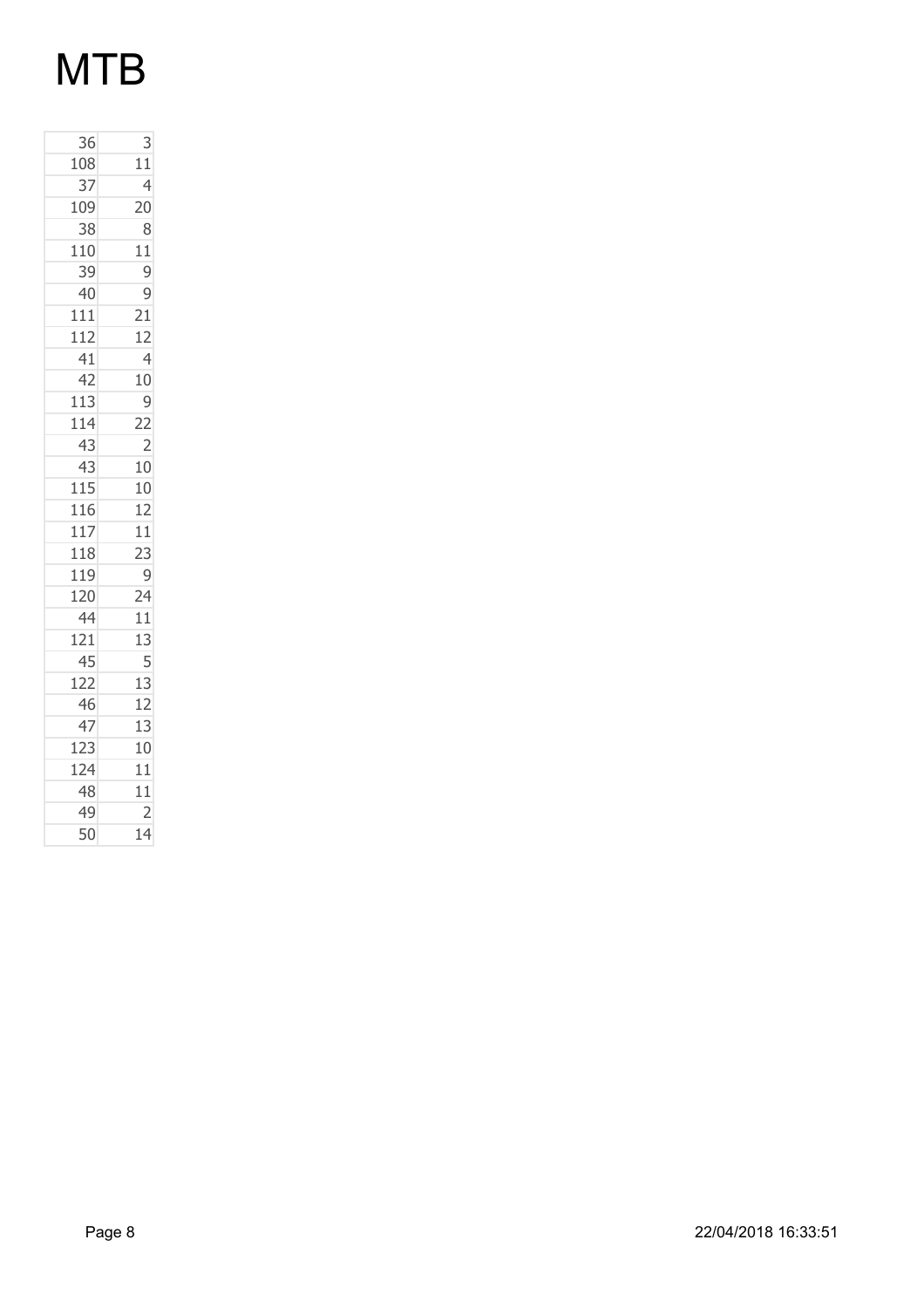# MTB

| | |
|---|---|
| 36 | 3 |
| 108 | 11 |
| 37 | 4 |
| 109 | 20 |
| 38 | 8 |
| 110 | 11 |
| 39 | 9 |
| 40 | 9 |
| 111 | 21 |
| 112 | 12 |
| 41 | 4 |
| 42 | 10 |
| 113 | 9 |
| 114 | 22 |
| 43 | 2 |
| 43 | 10 |
| 115 | 10 |
| 116 | 12 |
| 117 | 11 |
| 118 | 23 |
| 119 | 9 |
| 120 | 24 |
| 44 | 11 |
| 121 | 13 |
| 45 | 5 |
| 122 | 13 |
| 46 | 12 |
| 47 | 13 |
| 123 | 10 |
| 124 | 11 |
| 48 | 11 |
| 49 | 2 |
| 50 | 14 |